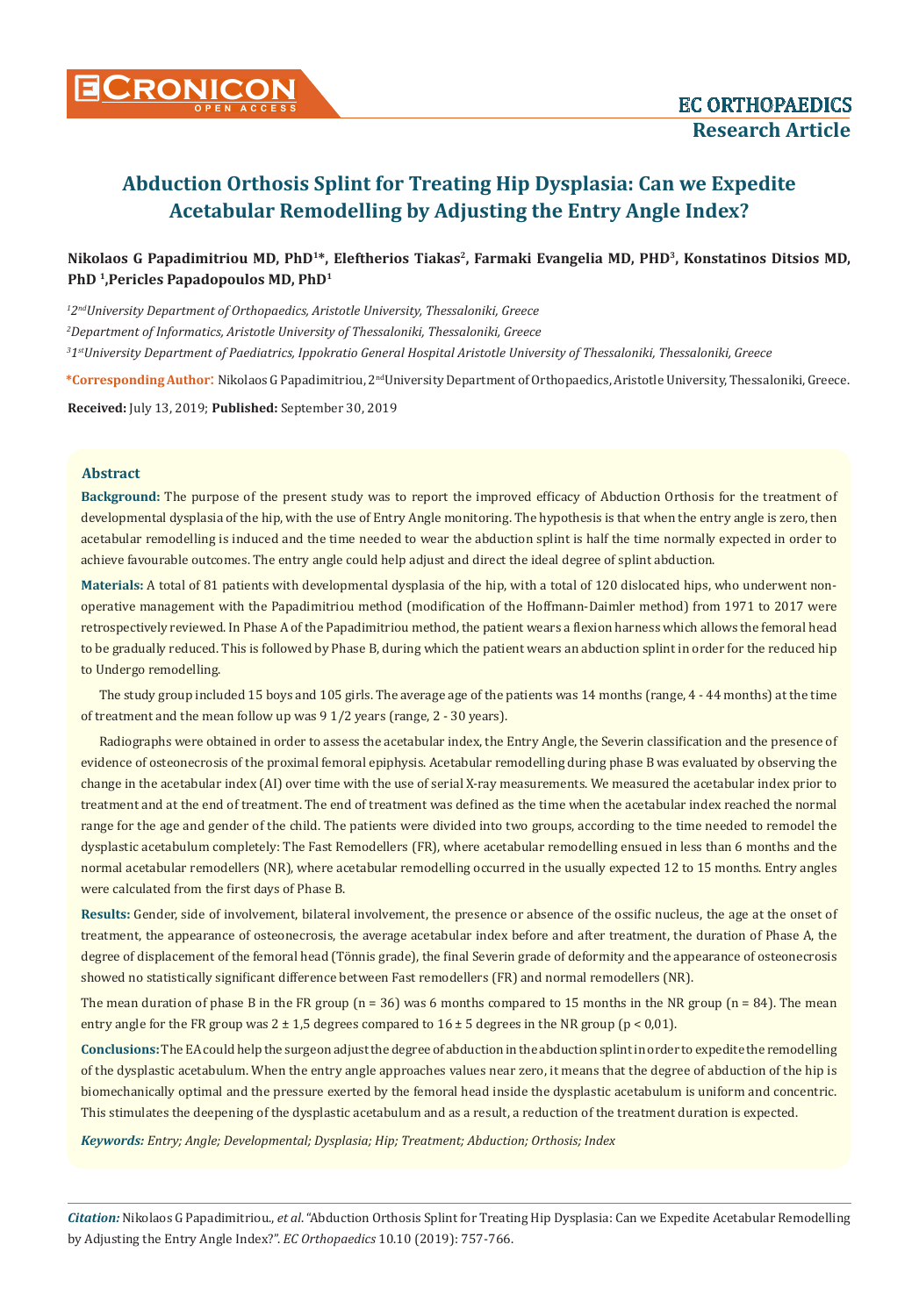# Abduction Orthosis Splint for Treating Hip Dysplasia: Can we Expedite Acetabular Remodelling by Adjusting the Entry Angle Index?

**Nikolaos G Papadimitriou MD, PhD[1]*, Eleftherios Tiakas[2], Farmaki Evangelia MD, PHD[3], Konstatinos Ditsios MD, PhD [1], Pericles Papadopoulos MD, PhD[1]**

*[1]2nd University Department of Orthopaedics, Aristotle University, Thessaloniki, Greece*

*[2]Department of Informatics, Aristotle University of Thessaloniki, Thessaloniki, Greece*

*[3]1st University Department of Paediatrics, Ippokratio General Hospital Aristotle University of Thessaloniki, Thessaloniki, Greece*

**\*Corresponding Author:** Nikolaos G Papadimitriou, 2nd University Department of Orthopaedics, Aristotle University, Thessaloniki, Greece.

**Received:** July 13, 2019; **Published:** September 30, 2019

## Abstract

**Background:** The purpose of the present study was to report the improved efficacy of Abduction Orthosis for the treatment of developmental dysplasia of the hip, with the use of Entry Angle monitoring. The hypothesis is that when the entry angle is zero, then acetabular remodelling is induced and the time needed to wear the abduction splint is half the time normally expected in order to achieve favourable outcomes. The entry angle could help adjust and direct the ideal degree of splint abduction.

**Materials:** A total of 81 patients with developmental dysplasia of the hip, with a total of 120 dislocated hips, who underwent non-operative management with the Papadimitriou method (modification of the Hoffmann-Daimler method) from 1971 to 2017 were retrospectively reviewed. In Phase A of the Papadimitriou method, the patient wears a flexion harness which allows the femoral head to be gradually reduced. This is followed by Phase B, during which the patient wears an abduction splint in order for the reduced hip to Undergo remodelling.

The study group included 15 boys and 105 girls. The average age of the patients was 14 months (range, 4 - 44 months) at the time of treatment and the mean follow up was 9 1/2 years (range, 2 - 30 years).

Radiographs were obtained in order to assess the acetabular index, the Entry Angle, the Severin classification and the presence of evidence of osteonecrosis of the proximal femoral epiphysis. Acetabular remodelling during phase B was evaluated by observing the change in the acetabular index (AI) over time with the use of serial X-ray measurements. We measured the acetabular index prior to treatment and at the end of treatment. The end of treatment was defined as the time when the acetabular index reached the normal range for the age and gender of the child. The patients were divided into two groups, according to the time needed to remodel the dysplastic acetabulum completely: The Fast Remodellers (FR), where acetabular remodelling ensued in less than 6 months and the normal acetabular remodellers (NR), where acetabular remodelling occurred in the usually expected 12 to 15 months. Entry angles were calculated from the first days of Phase B.

**Results:** Gender, side of involvement, bilateral involvement, the presence or absence of the ossific nucleus, the age at the onset of treatment, the appearance of osteonecrosis, the average acetabular index before and after treatment, the duration of Phase A, the degree of displacement of the femoral head (Tönnis grade), the final Severin grade of deformity and the appearance of osteonecrosis showed no statistically significant difference between Fast remodellers (FR) and normal remodellers (NR).

The mean duration of phase B in the FR group ($n = 36$) was 6 months compared to 15 months in the NR group ($n = 84$). The mean entry angle for the FR group was $2 \pm 1{,}5$ degrees compared to $16 \pm 5$ degrees in the NR group ($p < 0{,}01$).

**Conclusions:** The EA could help the surgeon adjust the degree of abduction in the abduction splint in order to expedite the remodelling of the dysplastic acetabulum. When the entry angle approaches values near zero, it means that the degree of abduction of the hip is biomechanically optimal and the pressure exerted by the femoral head inside the dysplastic acetabulum is uniform and concentric. This stimulates the deepening of the dysplastic acetabulum and as a result, a reduction of the treatment duration is expected.

***Keywords:** Entry; Angle; Developmental; Dysplasia; Hip; Treatment; Abduction; Orthosis; Index*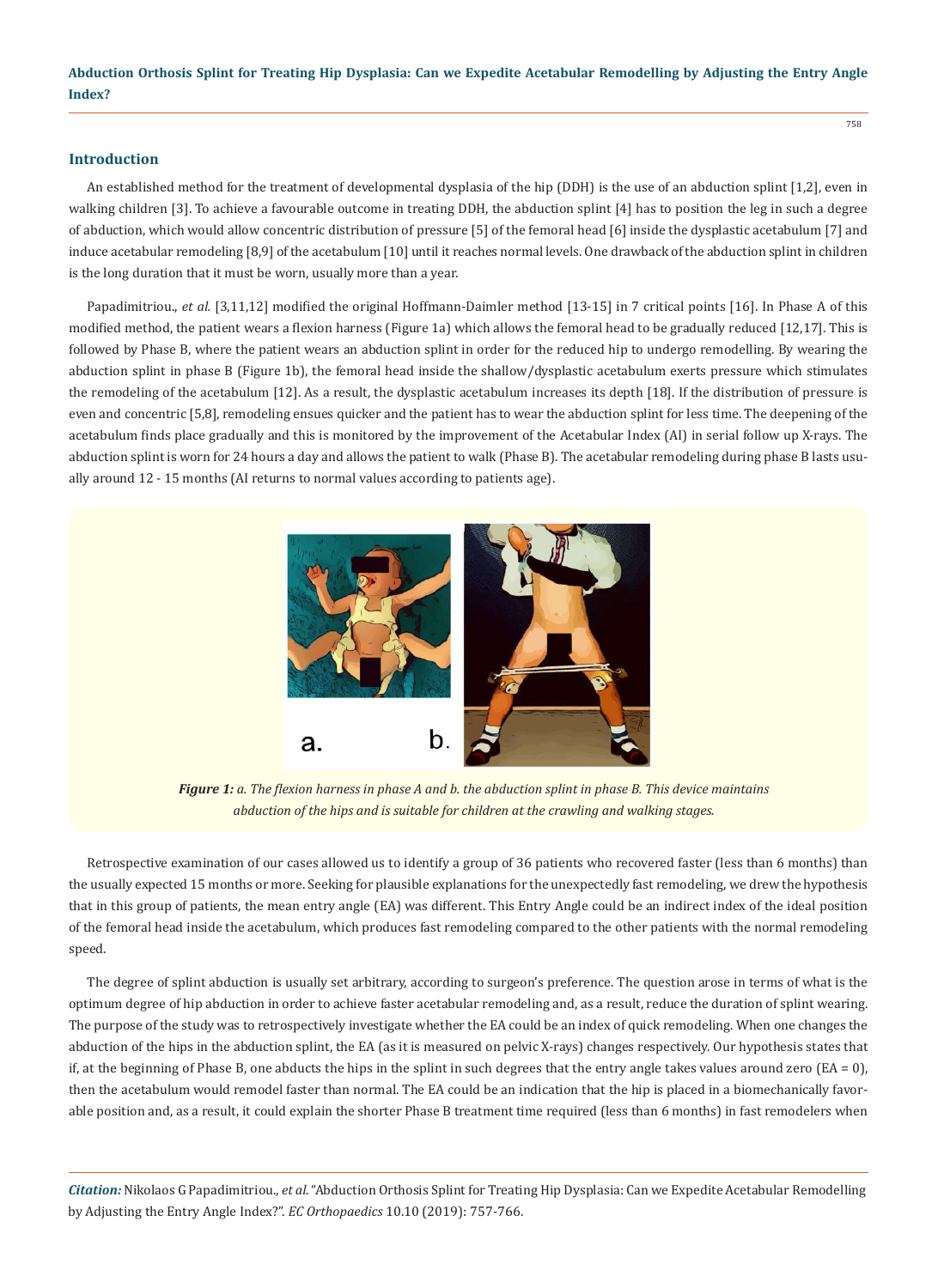## Introduction

An established method for the treatment of developmental dysplasia of the hip (DDH) is the use of an abduction splint [1,2], even in walking children [3]. To achieve a favourable outcome in treating DDH, the abduction splint [4] has to position the leg in such a degree of abduction, which would allow concentric distribution of pressure [5] of the femoral head [6] inside the dysplastic acetabulum [7] and induce acetabular remodeling [8,9] of the acetabulum [10] until it reaches normal levels. One drawback of the abduction splint in children is the long duration that it must be worn, usually more than a year.

Papadimitriou., *et al.* [3,11,12] modified the original Hoffmann-Daimler method [13-15] in 7 critical points [16]. In Phase A of this modified method, the patient wears a flexion harness (Figure 1a) which allows the femoral head to be gradually reduced [12,17]. This is followed by Phase B, where the patient wears an abduction splint in order for the reduced hip to undergo remodelling. By wearing the abduction splint in phase B (Figure 1b), the femoral head inside the shallow/dysplastic acetabulum exerts pressure which stimulates the remodeling of the acetabulum [12]. As a result, the dysplastic acetabulum increases its depth [18]. If the distribution of pressure is even and concentric [5,8], remodeling ensues quicker and the patient has to wear the abduction splint for less time. The deepening of the acetabulum finds place gradually and this is monitored by the improvement of the Acetabular Index (AI) in serial follow up X-rays. The abduction splint is worn for 24 hours a day and allows the patient to walk (Phase B). The acetabular remodeling during phase B lasts usually around 12 - 15 months (AI returns to normal values according to patients age).

*Figure 1: a. The flexion harness in phase A and b. the abduction splint in phase B. This device maintains abduction of the hips and is suitable for children at the crawling and walking stages.*

Retrospective examination of our cases allowed us to identify a group of 36 patients who recovered faster (less than 6 months) than the usually expected 15 months or more. Seeking for plausible explanations for the unexpectedly fast remodeling, we drew the hypothesis that in this group of patients, the mean entry angle (EA) was different. This Entry Angle could be an indirect index of the ideal position of the femoral head inside the acetabulum, which produces fast remodeling compared to the other patients with the normal remodeling speed.

The degree of splint abduction is usually set arbitrary, according to surgeon's preference. The question arose in terms of what is the optimum degree of hip abduction in order to achieve faster acetabular remodeling and, as a result, reduce the duration of splint wearing. The purpose of the study was to retrospectively investigate whether the EA could be an index of quick remodeling. When one changes the abduction of the hips in the abduction splint, the EA (as it is measured on pelvic X-rays) changes respectively. Our hypothesis states that if, at the beginning of Phase B, one abducts the hips in the splint in such degrees that the entry angle takes values around zero (EA = 0), then the acetabulum would remodel faster than normal. The EA could be an indication that the hip is placed in a biomechanically favorable position and, as a result, it could explain the shorter Phase B treatment time required (less than 6 months) in fast remodelers when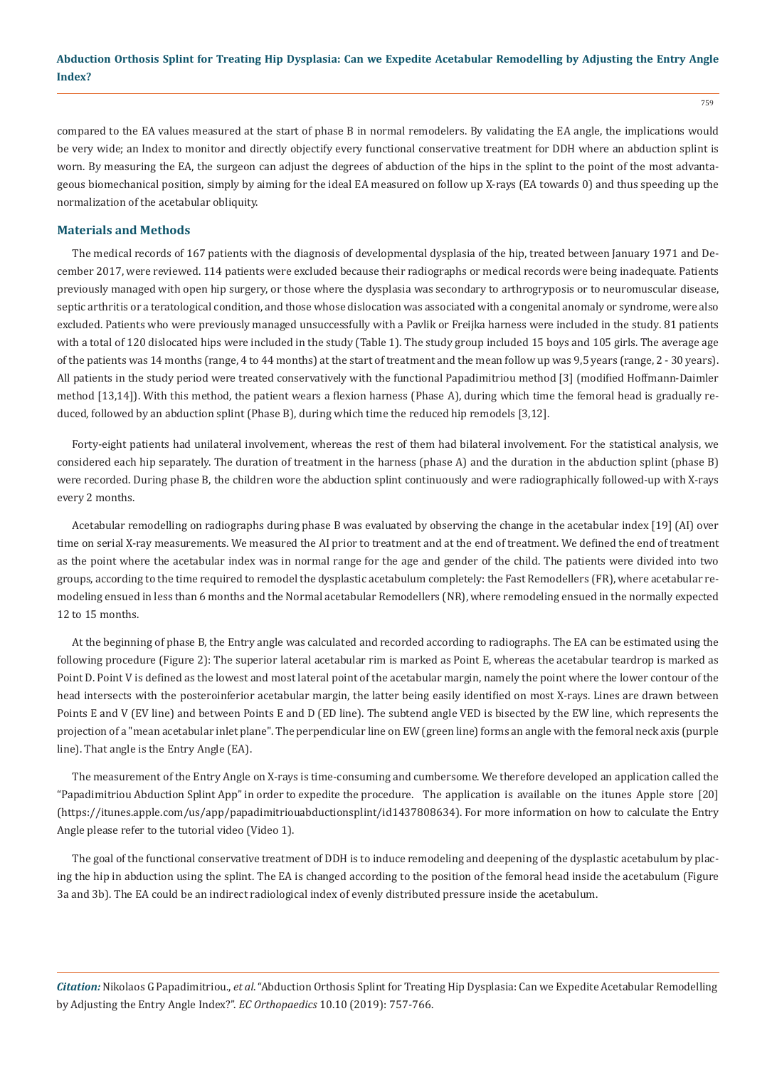compared to the EA values measured at the start of phase B in normal remodelers. By validating the EA angle, the implications would be very wide; an Index to monitor and directly objectify every functional conservative treatment for DDH where an abduction splint is worn. By measuring the EA, the surgeon can adjust the degrees of abduction of the hips in the splint to the point of the most advantageous biomechanical position, simply by aiming for the ideal EA measured on follow up X-rays (EA towards 0) and thus speeding up the normalization of the acetabular obliquity.

## Materials and Methods

The medical records of 167 patients with the diagnosis of developmental dysplasia of the hip, treated between January 1971 and December 2017, were reviewed. 114 patients were excluded because their radiographs or medical records were being inadequate. Patients previously managed with open hip surgery, or those where the dysplasia was secondary to arthrogryposis or to neuromuscular disease, septic arthritis or a teratological condition, and those whose dislocation was associated with a congenital anomaly or syndrome, were also excluded. Patients who were previously managed unsuccessfully with a Pavlik or Freijka harness were included in the study. 81 patients with a total of 120 dislocated hips were included in the study (Table 1). The study group included 15 boys and 105 girls. The average age of the patients was 14 months (range, 4 to 44 months) at the start of treatment and the mean follow up was 9,5 years (range, 2 - 30 years). All patients in the study period were treated conservatively with the functional Papadimitriou method [3] (modified Hoffmann-Daimler method [13,14]). With this method, the patient wears a flexion harness (Phase A), during which time the femoral head is gradually reduced, followed by an abduction splint (Phase B), during which time the reduced hip remodels [3,12].

Forty-eight patients had unilateral involvement, whereas the rest of them had bilateral involvement. For the statistical analysis, we considered each hip separately. The duration of treatment in the harness (phase A) and the duration in the abduction splint (phase B) were recorded. During phase B, the children wore the abduction splint continuously and were radiographically followed-up with X-rays every 2 months.

Acetabular remodelling on radiographs during phase B was evaluated by observing the change in the acetabular index [19] (AI) over time on serial X-ray measurements. We measured the AI prior to treatment and at the end of treatment. We defined the end of treatment as the point where the acetabular index was in normal range for the age and gender of the child. The patients were divided into two groups, according to the time required to remodel the dysplastic acetabulum completely: the Fast Remodellers (FR), where acetabular remodeling ensued in less than 6 months and the Normal acetabular Remodellers (NR), where remodeling ensued in the normally expected 12 to 15 months.

At the beginning of phase B, the Entry angle was calculated and recorded according to radiographs. The EA can be estimated using the following procedure (Figure 2): The superior lateral acetabular rim is marked as Point E, whereas the acetabular teardrop is marked as Point D. Point V is defined as the lowest and most lateral point of the acetabular margin, namely the point where the lower contour of the head intersects with the posteroinferior acetabular margin, the latter being easily identified on most X-rays. Lines are drawn between Points E and V (EV line) and between Points E and D (ED line). The subtend angle VED is bisected by the EW line, which represents the projection of a "mean acetabular inlet plane". The perpendicular line on EW (green line) forms an angle with the femoral neck axis (purple line). That angle is the Entry Angle (EA).

The measurement of the Entry Angle on X-rays is time-consuming and cumbersome. We therefore developed an application called the "Papadimitriou Abduction Splint App" in order to expedite the procedure. The application is available on the itunes Apple store [20] (https://itunes.apple.com/us/app/papadimitriouabductionsplint/id1437808634). For more information on how to calculate the Entry Angle please refer to the tutorial video (Video 1).

The goal of the functional conservative treatment of DDH is to induce remodeling and deepening of the dysplastic acetabulum by placing the hip in abduction using the splint. The EA is changed according to the position of the femoral head inside the acetabulum (Figure 3a and 3b). The EA could be an indirect radiological index of evenly distributed pressure inside the acetabulum.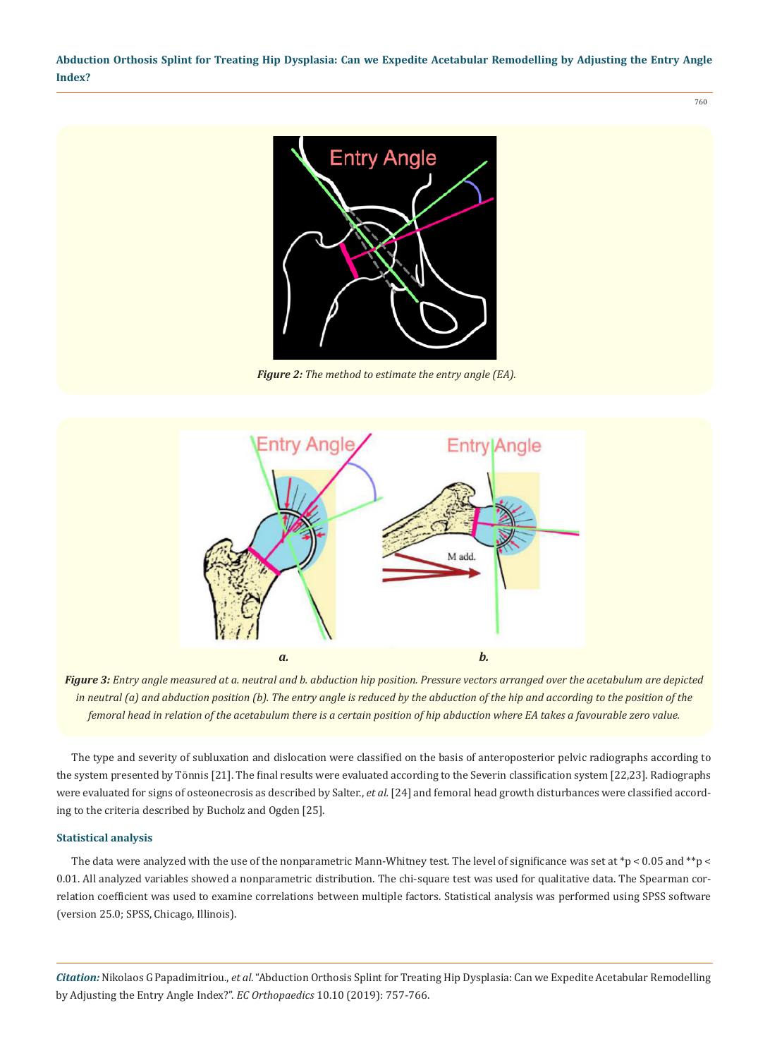***Figure 2:** The method to estimate the entry angle (EA).*

***Figure 3:** Entry angle measured at a. neutral and b. abduction hip position. Pressure vectors arranged over the acetabulum are depicted in neutral (a) and abduction position (b). The entry angle is reduced by the abduction of the hip and according to the position of the femoral head in relation of the acetabulum there is a certain position of hip abduction where EA takes a favourable zero value.*

The type and severity of subluxation and dislocation were classified on the basis of anteroposterior pelvic radiographs according to the system presented by Tönnis [21]. The final results were evaluated according to the Severin classification system [22,23]. Radiographs were evaluated for signs of osteonecrosis as described by Salter., *et al.* [24] and femoral head growth disturbances were classified according to the criteria described by Bucholz and Ogden [25].

### Statistical analysis

The data were analyzed with the use of the nonparametric Mann-Whitney test. The level of significance was set at *$p < 0.05$ and **$p < 0.01$. All analyzed variables showed a nonparametric distribution. The chi-square test was used for qualitative data. The Spearman correlation coefficient was used to examine correlations between multiple factors. Statistical analysis was performed using SPSS software (version 25.0; SPSS, Chicago, Illinois).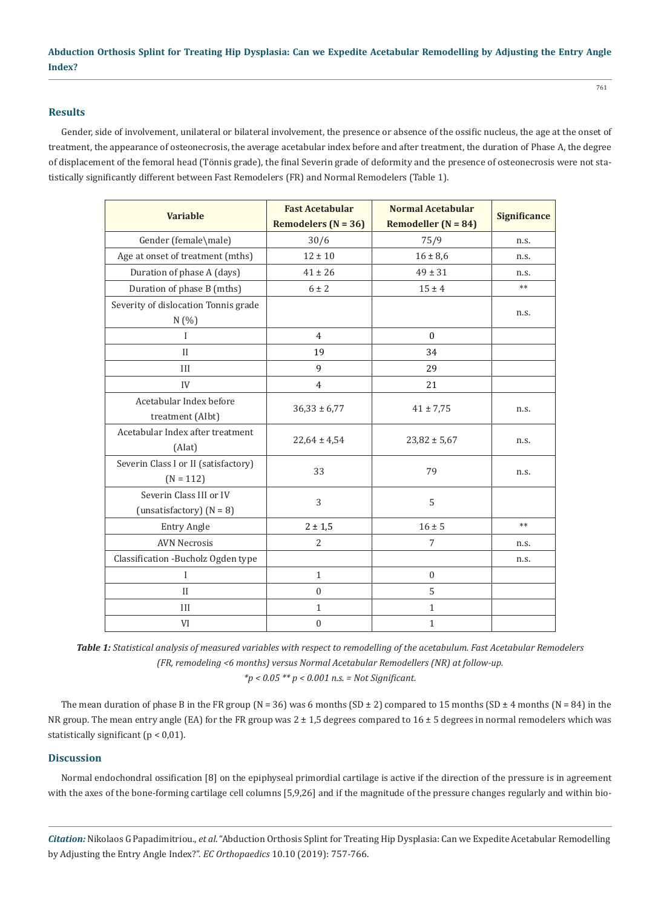## Results

Gender, side of involvement, unilateral or bilateral involvement, the presence or absence of the ossific nucleus, the age at the onset of treatment, the appearance of osteonecrosis, the average acetabular index before and after treatment, the duration of Phase A, the degree of displacement of the femoral head (Tönnis grade), the final Severin grade of deformity and the presence of osteonecrosis were not statistically significantly different between Fast Remodelers (FR) and Normal Remodelers (Table 1).

| Variable | Fast Acetabular Remodelers (N = 36) | Normal Acetabular Remodeller (N = 84) | Significance |
|---|---|---|---|
| Gender (female\male) | 30/6 | 75/9 | n.s. |
| Age at onset of treatment (mths) | 12 ± 10 | 16 ± 8,6 | n.s. |
| Duration of phase A (days) | 41 ± 26 | 49 ± 31 | n.s. |
| Duration of phase B (mths) | 6 ± 2 | 15 ± 4 | ** |
| Severity of dislocation Tonnis grade N (%) | | | n.s. |
| I | 4 | 0 | |
| II | 19 | 34 | |
| III | 9 | 29 | |
| IV | 4 | 21 | |
| Acetabular Index before treatment (AIbt) | 36,33 ± 6,77 | 41 ± 7,75 | n.s. |
| Acetabular Index after treatment (AIat) | 22,64 ± 4,54 | 23,82 ± 5,67 | n.s. |
| Severin Class I or II (satisfactory) (N = 112) | 33 | 79 | n.s. |
| Severin Class III or IV (unsatisfactory) (N = 8) | 3 | 5 | |
| Entry Angle | 2 ± 1,5 | 16 ± 5 | ** |
| AVN Necrosis | 2 | 7 | n.s. |
| Classification -Bucholz Ogden type | | | n.s. |
| I | 1 | 0 | |
| II | 0 | 5 | |
| III | 1 | 1 | |
| VI | 0 | 1 | |

***Table 1:*** *Statistical analysis of measured variables with respect to remodelling of the acetabulum. Fast Acetabular Remodelers (FR, remodeling <6 months) versus Normal Acetabular Remodellers (NR) at follow-up.*
*$*p < 0.05$ $**p < 0.001$ n.s. = Not Significant.*

The mean duration of phase B in the FR group (N = 36) was 6 months (SD ± 2) compared to 15 months (SD ± 4 months (N = 84) in the NR group. The mean entry angle (EA) for the FR group was 2 ± 1,5 degrees compared to 16 ± 5 degrees in normal remodelers which was statistically significant ($p < 0,01$).

## Discussion

Normal endochondral ossification [8] on the epiphyseal primordial cartilage is active if the direction of the pressure is in agreement with the axes of the bone-forming cartilage cell columns [5,9,26] and if the magnitude of the pressure changes regularly and within bio-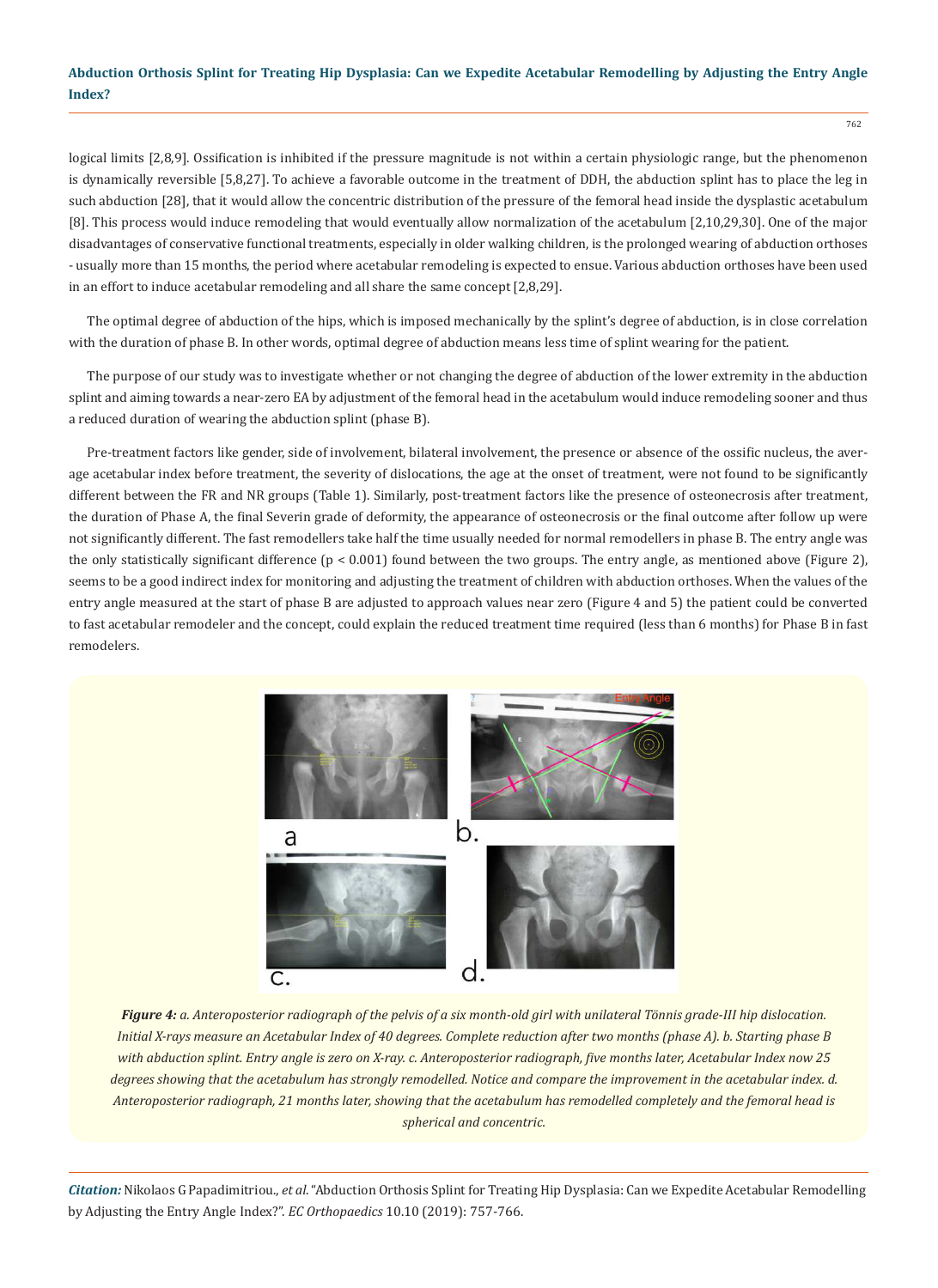logical limits [2,8,9]. Ossification is inhibited if the pressure magnitude is not within a certain physiologic range, but the phenomenon is dynamically reversible [5,8,27]. To achieve a favorable outcome in the treatment of DDH, the abduction splint has to place the leg in such abduction [28], that it would allow the concentric distribution of the pressure of the femoral head inside the dysplastic acetabulum [8]. This process would induce remodeling that would eventually allow normalization of the acetabulum [2,10,29,30]. One of the major disadvantages of conservative functional treatments, especially in older walking children, is the prolonged wearing of abduction orthoses - usually more than 15 months, the period where acetabular remodeling is expected to ensue. Various abduction orthoses have been used in an effort to induce acetabular remodeling and all share the same concept [2,8,29].

The optimal degree of abduction of the hips, which is imposed mechanically by the splint's degree of abduction, is in close correlation with the duration of phase B. In other words, optimal degree of abduction means less time of splint wearing for the patient.

The purpose of our study was to investigate whether or not changing the degree of abduction of the lower extremity in the abduction splint and aiming towards a near-zero EA by adjustment of the femoral head in the acetabulum would induce remodeling sooner and thus a reduced duration of wearing the abduction splint (phase B).

Pre-treatment factors like gender, side of involvement, bilateral involvement, the presence or absence of the ossific nucleus, the average acetabular index before treatment, the severity of dislocations, the age at the onset of treatment, were not found to be significantly different between the FR and NR groups (Table 1). Similarly, post-treatment factors like the presence of osteonecrosis after treatment, the duration of Phase A, the final Severin grade of deformity, the appearance of osteonecrosis or the final outcome after follow up were not significantly different. The fast remodellers take half the time usually needed for normal remodellers in phase B. The entry angle was the only statistically significant difference ($p < 0.001$) found between the two groups. The entry angle, as mentioned above (Figure 2), seems to be a good indirect index for monitoring and adjusting the treatment of children with abduction orthoses. When the values of the entry angle measured at the start of phase B are adjusted to approach values near zero (Figure 4 and 5) the patient could be converted to fast acetabular remodeler and the concept, could explain the reduced treatment time required (less than 6 months) for Phase B in fast remodelers.

***Figure 4:*** *a. Anteroposterior radiograph of the pelvis of a six month-old girl with unilateral Tönnis grade-III hip dislocation. Initial X-rays measure an Acetabular Index of 40 degrees. Complete reduction after two months (phase A). b. Starting phase B with abduction splint. Entry angle is zero on X-ray. c. Anteroposterior radiograph, five months later, Acetabular Index now 25 degrees showing that the acetabulum has strongly remodelled. Notice and compare the improvement in the acetabular index. d. Anteroposterior radiograph, 21 months later, showing that the acetabulum has remodelled completely and the femoral head is spherical and concentric.*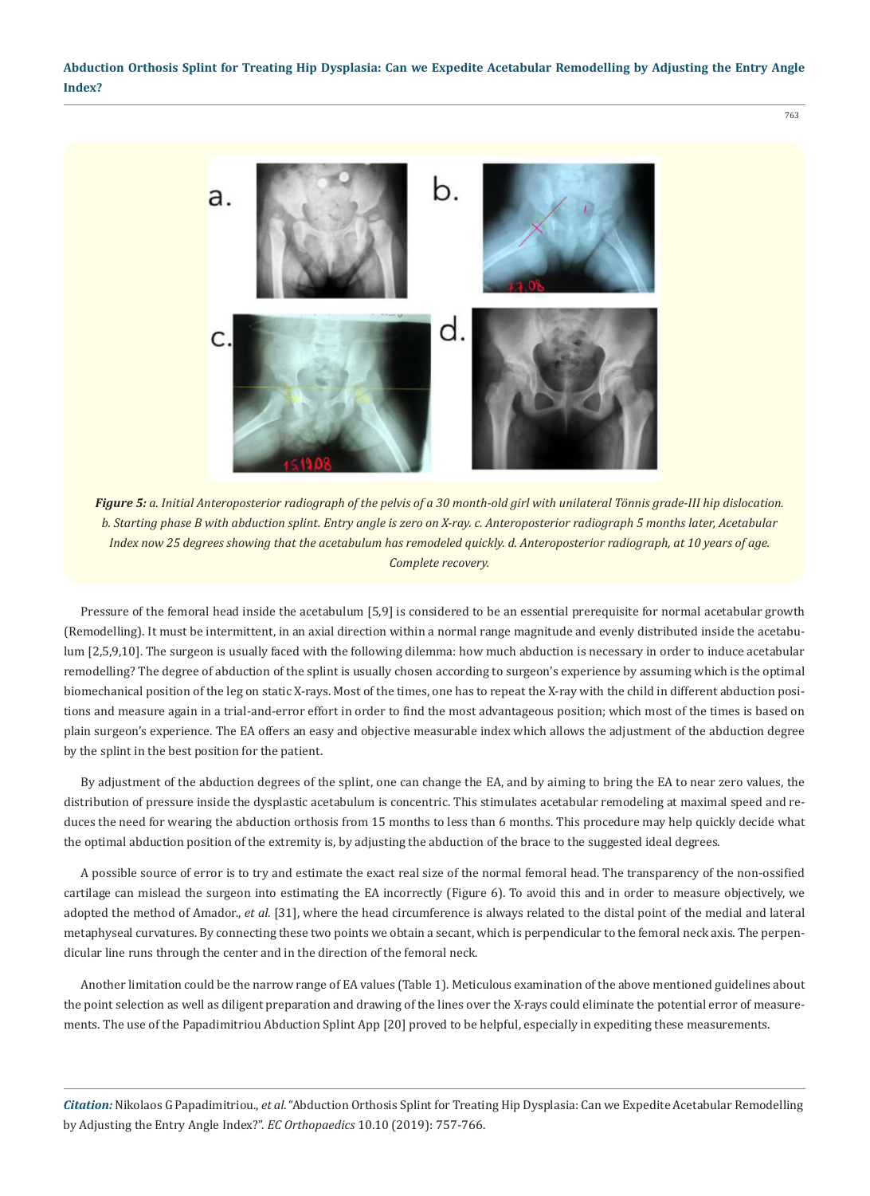***Figure 5:** a. Initial Anteroposterior radiograph of the pelvis of a 30 month-old girl with unilateral Tönnis grade-III hip dislocation. b. Starting phase B with abduction splint. Entry angle is zero on X-ray. c. Anteroposterior radiograph 5 months later, Acetabular Index now 25 degrees showing that the acetabulum has remodeled quickly. d. Anteroposterior radiograph, at 10 years of age. Complete recovery.*

Pressure of the femoral head inside the acetabulum [5,9] is considered to be an essential prerequisite for normal acetabular growth (Remodelling). It must be intermittent, in an axial direction within a normal range magnitude and evenly distributed inside the acetabulum [2,5,9,10]. The surgeon is usually faced with the following dilemma: how much abduction is necessary in order to induce acetabular remodelling? The degree of abduction of the splint is usually chosen according to surgeon's experience by assuming which is the optimal biomechanical position of the leg on static X-rays. Most of the times, one has to repeat the X-ray with the child in different abduction positions and measure again in a trial-and-error effort in order to find the most advantageous position; which most of the times is based on plain surgeon's experience. The EA offers an easy and objective measurable index which allows the adjustment of the abduction degree by the splint in the best position for the patient.

By adjustment of the abduction degrees of the splint, one can change the EA, and by aiming to bring the EA to near zero values, the distribution of pressure inside the dysplastic acetabulum is concentric. This stimulates acetabular remodeling at maximal speed and reduces the need for wearing the abduction orthosis from 15 months to less than 6 months. This procedure may help quickly decide what the optimal abduction position of the extremity is, by adjusting the abduction of the brace to the suggested ideal degrees.

A possible source of error is to try and estimate the exact real size of the normal femoral head. The transparency of the non-ossified cartilage can mislead the surgeon into estimating the EA incorrectly (Figure 6). To avoid this and in order to measure objectively, we adopted the method of Amador., *et al.* [31], where the head circumference is always related to the distal point of the medial and lateral metaphyseal curvatures. By connecting these two points we obtain a secant, which is perpendicular to the femoral neck axis. The perpendicular line runs through the center and in the direction of the femoral neck.

Another limitation could be the narrow range of EA values (Table 1). Meticulous examination of the above mentioned guidelines about the point selection as well as diligent preparation and drawing of the lines over the X-rays could eliminate the potential error of measurements. The use of the Papadimitriou Abduction Splint App [20] proved to be helpful, especially in expediting these measurements.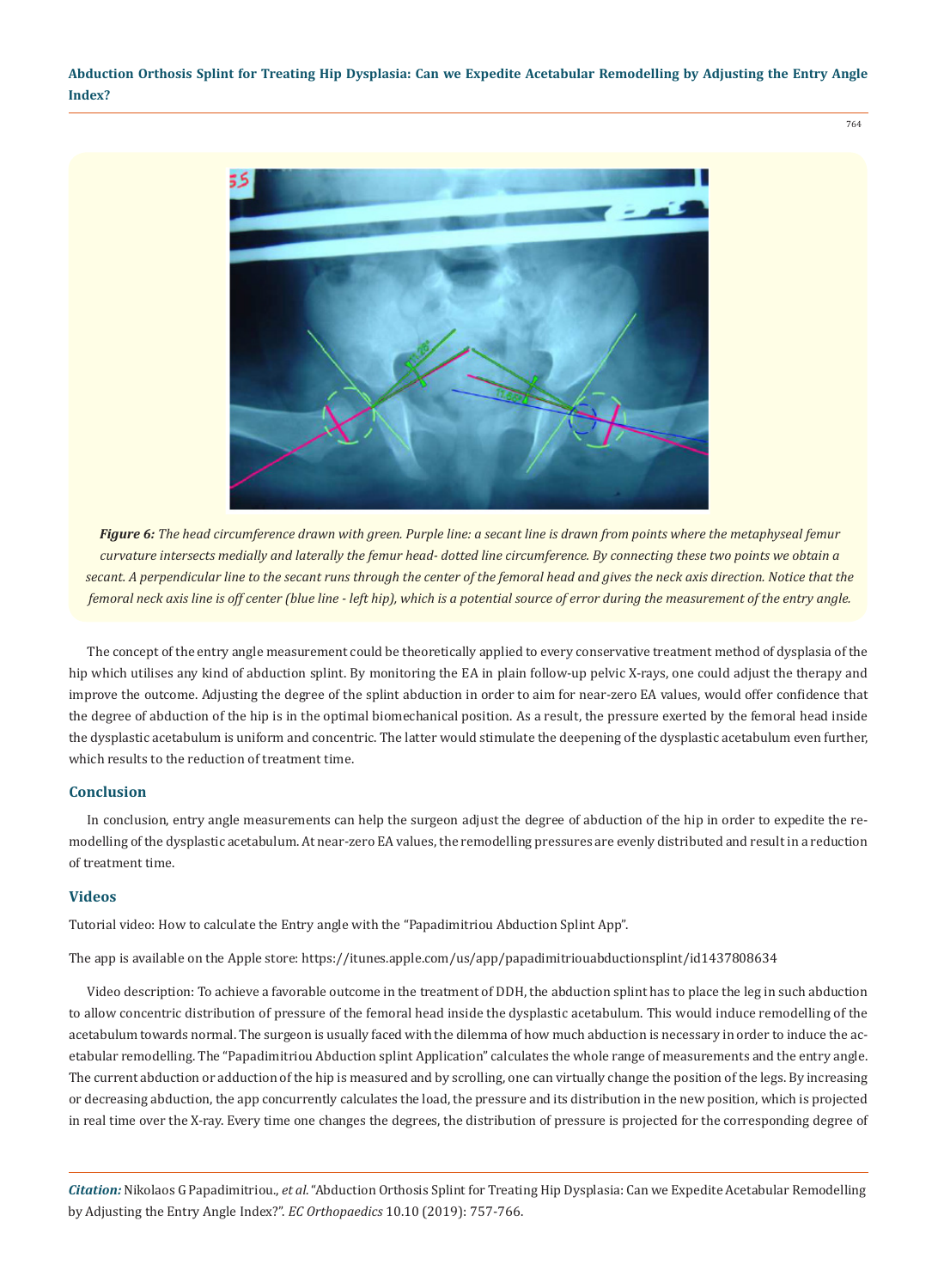*Figure 6: The head circumference drawn with green. Purple line: a secant line is drawn from points where the metaphyseal femur curvature intersects medially and laterally the femur head- dotted line circumference. By connecting these two points we obtain a secant. A perpendicular line to the secant runs through the center of the femoral head and gives the neck axis direction. Notice that the femoral neck axis line is off center (blue line - left hip), which is a potential source of error during the measurement of the entry angle.*

The concept of the entry angle measurement could be theoretically applied to every conservative treatment method of dysplasia of the hip which utilises any kind of abduction splint. By monitoring the EA in plain follow-up pelvic X-rays, one could adjust the therapy and improve the outcome. Adjusting the degree of the splint abduction in order to aim for near-zero EA values, would offer confidence that the degree of abduction of the hip is in the optimal biomechanical position. As a result, the pressure exerted by the femoral head inside the dysplastic acetabulum is uniform and concentric. The latter would stimulate the deepening of the dysplastic acetabulum even further, which results to the reduction of treatment time.

## Conclusion

In conclusion, entry angle measurements can help the surgeon adjust the degree of abduction of the hip in order to expedite the remodelling of the dysplastic acetabulum. At near-zero EA values, the remodelling pressures are evenly distributed and result in a reduction of treatment time.

## Videos

Tutorial video: How to calculate the Entry angle with the "Papadimitriou Abduction Splint App".

The app is available on the Apple store: https://itunes.apple.com/us/app/papadimitriouabductionsplint/id1437808634

Video description: To achieve a favorable outcome in the treatment of DDH, the abduction splint has to place the leg in such abduction to allow concentric distribution of pressure of the femoral head inside the dysplastic acetabulum. This would induce remodelling of the acetabulum towards normal. The surgeon is usually faced with the dilemma of how much abduction is necessary in order to induce the acetabular remodelling. The "Papadimitriou Abduction splint Application" calculates the whole range of measurements and the entry angle. The current abduction or adduction of the hip is measured and by scrolling, one can virtually change the position of the legs. By increasing or decreasing abduction, the app concurrently calculates the load, the pressure and its distribution in the new position, which is projected in real time over the X-ray. Every time one changes the degrees, the distribution of pressure is projected for the corresponding degree of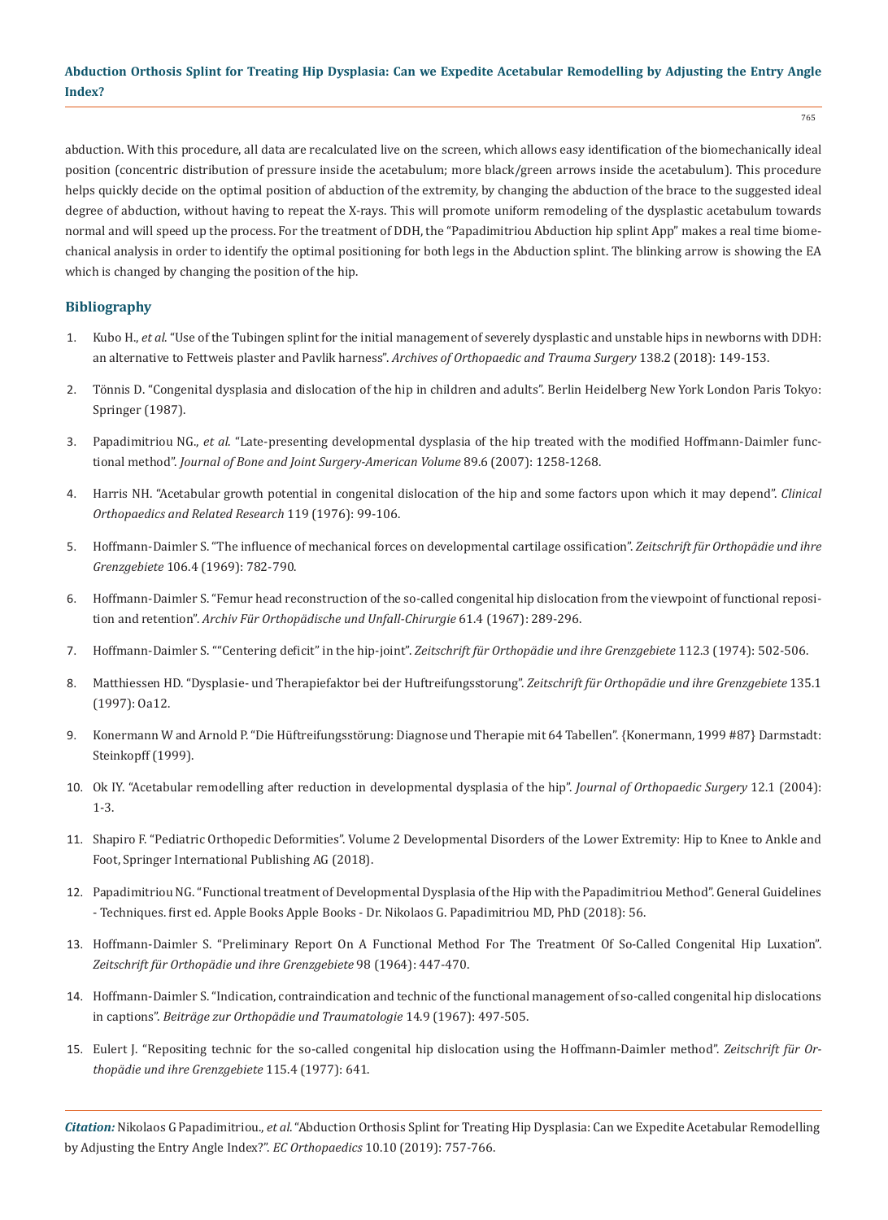abduction. With this procedure, all data are recalculated live on the screen, which allows easy identification of the biomechanically ideal position (concentric distribution of pressure inside the acetabulum; more black/green arrows inside the acetabulum). This procedure helps quickly decide on the optimal position of abduction of the extremity, by changing the abduction of the brace to the suggested ideal degree of abduction, without having to repeat the X-rays. This will promote uniform remodeling of the dysplastic acetabulum towards normal and will speed up the process. For the treatment of DDH, the "Papadimitriou Abduction hip splint App" makes a real time biomechanical analysis in order to identify the optimal positioning for both legs in the Abduction splint. The blinking arrow is showing the EA which is changed by changing the position of the hip.

## Bibliography

1. Kubo H., *et al*. "Use of the Tubingen splint for the initial management of severely dysplastic and unstable hips in newborns with DDH: an alternative to Fettweis plaster and Pavlik harness". *Archives of Orthopaedic and Trauma Surgery* 138.2 (2018): 149-153.
2. Tönnis D. "Congenital dysplasia and dislocation of the hip in children and adults". Berlin Heidelberg New York London Paris Tokyo: Springer (1987).
3. Papadimitriou NG., *et al*. "Late-presenting developmental dysplasia of the hip treated with the modified Hoffmann-Daimler functional method". *Journal of Bone and Joint Surgery-American Volume* 89.6 (2007): 1258-1268.
4. Harris NH. "Acetabular growth potential in congenital dislocation of the hip and some factors upon which it may depend". *Clinical Orthopaedics and Related Research* 119 (1976): 99-106.
5. Hoffmann-Daimler S. "The influence of mechanical forces on developmental cartilage ossification". *Zeitschrift für Orthopädie und ihre Grenzgebiete* 106.4 (1969): 782-790.
6. Hoffmann-Daimler S. "Femur head reconstruction of the so-called congenital hip dislocation from the viewpoint of functional reposition and retention". *Archiv Für Orthopädische und Unfall-Chirurgie* 61.4 (1967): 289-296.
7. Hoffmann-Daimler S. ""Centering deficit" in the hip-joint". *Zeitschrift für Orthopädie und ihre Grenzgebiete* 112.3 (1974): 502-506.
8. Matthiessen HD. "Dysplasie- und Therapiefaktor bei der Huftreifungsstorung". *Zeitschrift für Orthopädie und ihre Grenzgebiete* 135.1 (1997): Oa12.
9. Konermann W and Arnold P. "Die Hüftreifungsstörung: Diagnose und Therapie mit 64 Tabellen". {Konermann, 1999 #87} Darmstadt: Steinkopff (1999).
10. Ok IY. "Acetabular remodelling after reduction in developmental dysplasia of the hip". *Journal of Orthopaedic Surgery* 12.1 (2004): 1-3.
11. Shapiro F. "Pediatric Orthopedic Deformities". Volume 2 Developmental Disorders of the Lower Extremity: Hip to Knee to Ankle and Foot, Springer International Publishing AG (2018).
12. Papadimitriou NG. "Functional treatment of Developmental Dysplasia of the Hip with the Papadimitriou Method". General Guidelines - Techniques. first ed. Apple Books Apple Books - Dr. Nikolaos G. Papadimitriou MD, PhD (2018): 56.
13. Hoffmann-Daimler S. "Preliminary Report On A Functional Method For The Treatment Of So-Called Congenital Hip Luxation". *Zeitschrift für Orthopädie und ihre Grenzgebiete* 98 (1964): 447-470.
14. Hoffmann-Daimler S. "Indication, contraindication and technic of the functional management of so-called congenital hip dislocations in captions". *Beiträge zur Orthopädie und Traumatologie* 14.9 (1967): 497-505.
15. Eulert J. "Repositing technic for the so-called congenital hip dislocation using the Hoffmann-Daimler method". *Zeitschrift für Orthopädie und ihre Grenzgebiete* 115.4 (1977): 641.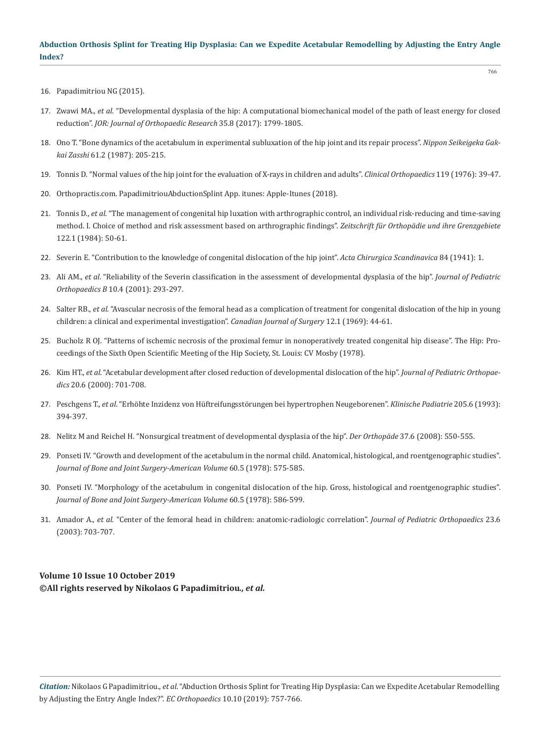16. Papadimitriou NG (2015).

17. Zwawi MA., *et al*. "Developmental dysplasia of the hip: A computational biomechanical model of the path of least energy for closed reduction". *JOR: Journal of Orthopaedic Research* 35.8 (2017): 1799-1805.

18. Ono T. "Bone dynamics of the acetabulum in experimental subluxation of the hip joint and its repair process". *Nippon Seikeigeka Gakkai Zasshi* 61.2 (1987): 205-215.

19. Tonnis D. "Normal values of the hip joint for the evaluation of X-rays in children and adults". *Clinical Orthopaedics* 119 (1976): 39-47.

20. Orthopractis.com. PapadimitriouAbductionSplint App. itunes: Apple-Itunes (2018).

21. Tonnis D., *et al*. "The management of congenital hip luxation with arthrographic control, an individual risk-reducing and time-saving method. I. Choice of method and risk assessment based on arthrographic findings". *Zeitschrift für Orthopädie und ihre Grenzgebiete* 122.1 (1984): 50-61.

22. Severin E. "Contribution to the knowledge of congenital dislocation of the hip joint". *Acta Chirurgica Scandinavica* 84 (1941): 1.

23. Ali AM., *et al*. "Reliability of the Severin classification in the assessment of developmental dysplasia of the hip". *Journal of Pediatric Orthopaedics B* 10.4 (2001): 293-297.

24. Salter RB., *et al*. "Avascular necrosis of the femoral head as a complication of treatment for congenital dislocation of the hip in young children: a clinical and experimental investigation". *Canadian Journal of Surgery* 12.1 (1969): 44-61.

25. Bucholz R OJ. "Patterns of ischemic necrosis of the proximal femur in nonoperatively treated congenital hip disease". The Hip: Proceedings of the Sixth Open Scientific Meeting of the Hip Society, St. Louis: CV Mosby (1978).

26. Kim HT., *et al*. "Acetabular development after closed reduction of developmental dislocation of the hip". *Journal of Pediatric Orthopaedics* 20.6 (2000): 701-708.

27. Peschgens T., *et al*. "Erhöhte Inzidenz von Hüftreifungsstörungen bei hypertrophen Neugeborenen". *Klinische Padiatrie* 205.6 (1993): 394-397.

28. Nelitz M and Reichel H. "Nonsurgical treatment of developmental dysplasia of the hip". *Der Orthopäde* 37.6 (2008): 550-555.

29. Ponseti IV. "Growth and development of the acetabulum in the normal child. Anatomical, histological, and roentgenographic studies". *Journal of Bone and Joint Surgery-American Volume* 60.5 (1978): 575-585.

30. Ponseti IV. "Morphology of the acetabulum in congenital dislocation of the hip. Gross, histological and roentgenographic studies". *Journal of Bone and Joint Surgery-American Volume* 60.5 (1978): 586-599.

31. Amador A., *et al*. "Center of the femoral head in children: anatomic-radiologic correlation". *Journal of Pediatric Orthopaedics* 23.6 (2003): 703-707.

**Volume 10 Issue 10 October 2019**
**©All rights reserved by Nikolaos G Papadimitriou*., et al.***